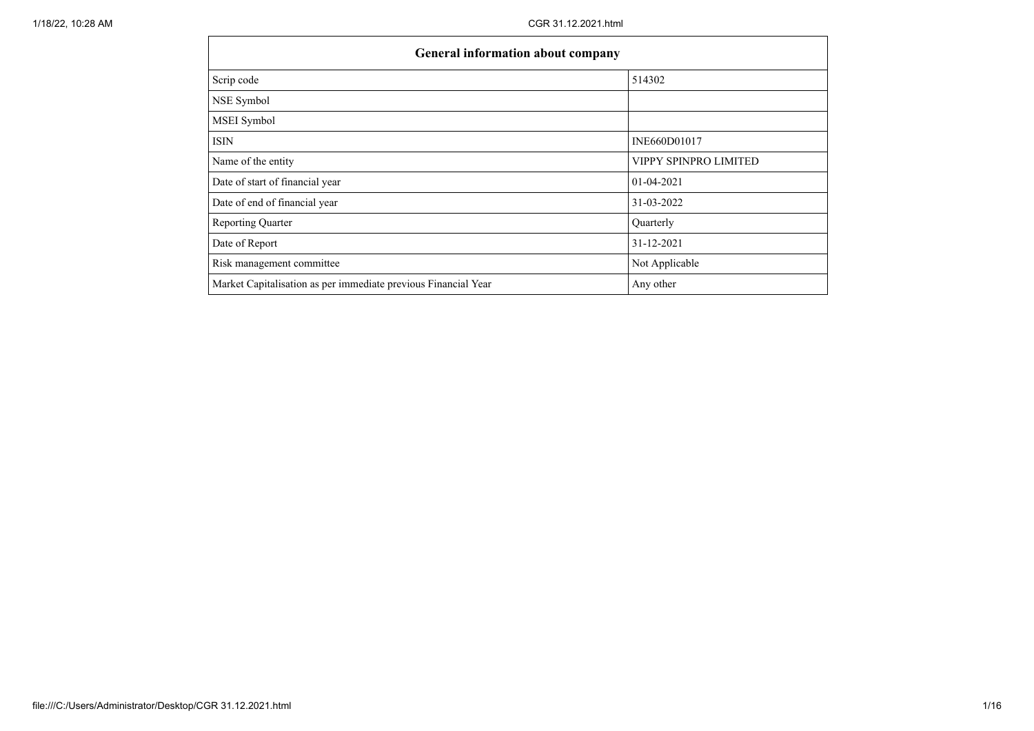| General information about company | |
| --- | --- |
| Scrip code | 514302 |
| NSE Symbol | |
| MSEI Symbol | |
| ISIN | INE660D01017 |
| Name of the entity | VIPPY SPINPRO LIMITED |
| Date of start of financial year | 01-04-2021 |
| Date of end of financial year | 31-03-2022 |
| Reporting Quarter | Quarterly |
| Date of Report | 31-12-2021 |
| Risk management committee | Not Applicable |
| Market Capitalisation as per immediate previous Financial Year | Any other |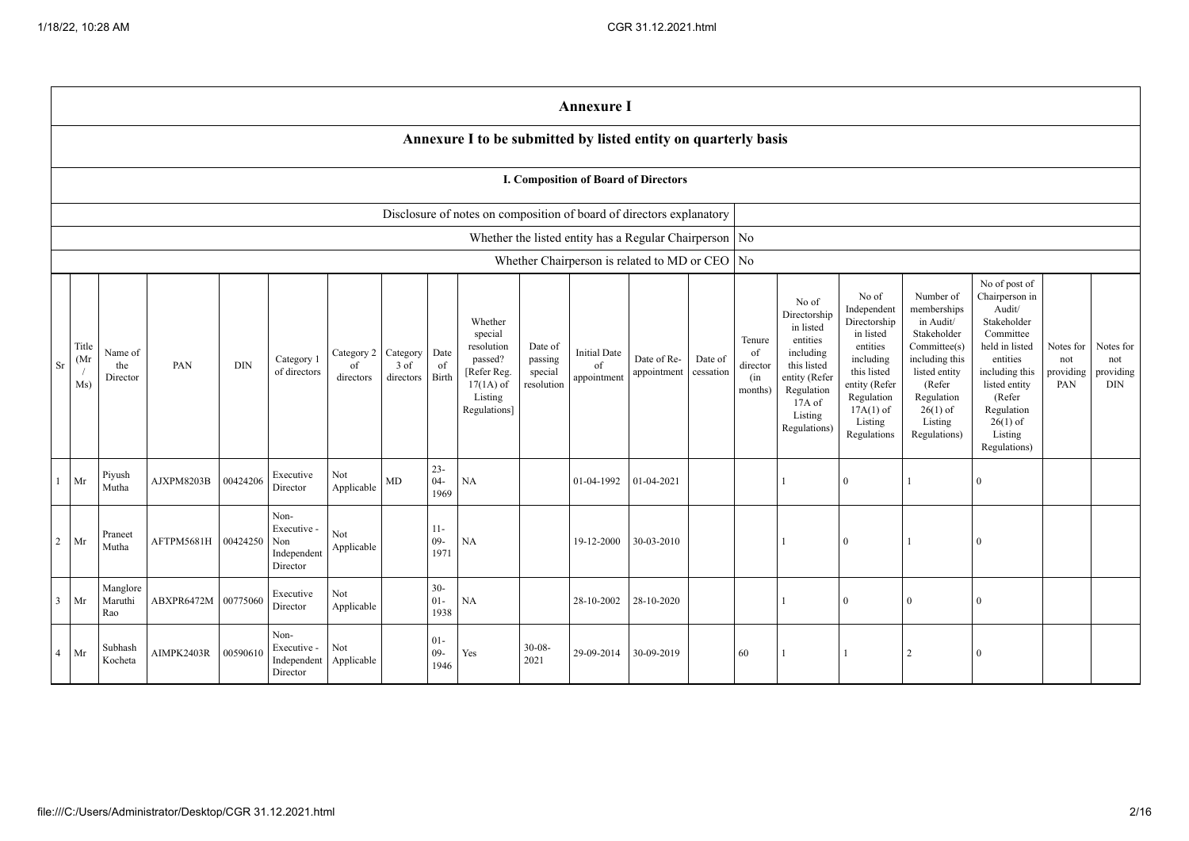# Annexure I

## Annexure I to be submitted by listed entity on quarterly basis

### I. Composition of Board of Directors

| Disclosure of notes on composition of board of directors explanatory | |
|---|---|
| Whether the listed entity has a Regular Chairperson | No |
| Whether Chairperson is related to MD or CEO | No |

| Sr | Title (Mr / Ms) | Name of the Director | PAN | DIN | Category 1 of directors | Category 2 of directors | Category 3 of directors | Date of Birth | Whether special resolution passed? [Refer Reg. 17(1A) of Listing Regulations] | Date of passing special resolution | Initial Date of appointment | Date of Re-appointment | Date of cessation | Tenure of director (in months) | No of Directorship in listed entities including this listed entity (Refer Regulation 17A of Listing Regulations) | No of Independent Directorship in listed entities including this listed entity (Refer Regulation 17A(1) of Listing Regulations | Number of memberships in Audit/ Stakeholder Committee(s) including this listed entity (Refer Regulation 26(1) of Listing Regulations) | No of post of Chairperson in Audit/ Stakeholder Committee held in listed entities including this listed entity (Refer Regulation 26(1) of Listing Regulations) | Notes for not providing PAN | Notes for not providing DIN |
|---|---|---|---|---|---|---|---|---|---|---|---|---|---|---|---|---|---|---|---|---|
| 1 | Mr | Piyush Mutha | AJXPM8203B | 00424206 | Executive Director | Not Applicable | MD | 23-04-1969 | NA | | 01-04-1992 | 01-04-2021 | | | 1 | 0 | 1 | 0 | | |
| 2 | Mr | Praneet Mutha | AFTPM5681H | 00424250 | Non-Executive - Non Independent Director | Not Applicable | | 11-09-1971 | NA | | 19-12-2000 | 30-03-2010 | | | 1 | 0 | 1 | 0 | | |
| 3 | Mr | Manglore Maruthi Rao | ABXPR6472M | 00775060 | Executive Director | Not Applicable | | 30-01-1938 | NA | | 28-10-2002 | 28-10-2020 | | | 1 | 0 | 0 | 0 | | |
| 4 | Mr | Subhash Kocheta | AIMPK2403R | 00590610 | Non-Executive - Independent Director | Not Applicable | | 01-09-1946 | Yes | 30-08-2021 | 29-09-2014 | 30-09-2019 | | 60 | 1 | 1 | 2 | 0 | | |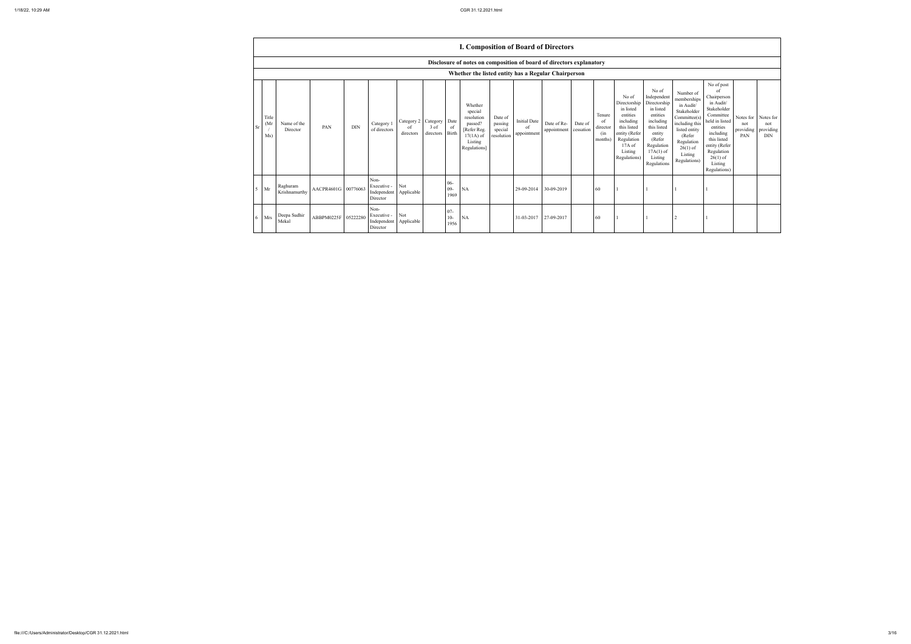## I. Composition of Board of Directors

### Disclosure of notes on composition of board of directors explanatory

### Whether the listed entity has a Regular Chairperson

| Sr | Title (Mr / Ms) | Name of the Director | PAN | DIN | Category 1 of directors | Category 2 of directors | Category 3 of directors | Date of Birth | Whether special resolution passed? [Refer Reg. 17(1A) of Listing Regulations] | Date of passing special resolution | Initial Date of appointment | Date of Re-appointment | Date of cessation | Tenure of director (in months) | No of Directorship in listed entities including this listed entity (Refer Regulation 17A of Listing Regulations) | No of Independent Directorship in listed entities including this listed entity (Refer Regulation 17A(1) of Listing Regulations | Number of memberships in Audit/ Stakeholder Committee(s) including this listed entity (Refer Regulation 26(1) of Listing Regulations) | No of post of Chairperson in Audit/ Stakeholder Committee held in listed entities including this listed entity (Refer Regulation 26(1) of Listing Regulations) | Notes for not providing PAN | Notes for not providing DIN |
|---|---|---|---|---|---|---|---|---|---|---|---|---|---|---|---|---|---|---|---|---|
| 5 | Mr | Raghuram Krishnamurthy | AACPR4601G | 00776063 | Non-Executive - Independent Director | Not Applicable | | 06-09-1969 | NA | | 29-09-2014 | 30-09-2019 | | 60 | 1 | 1 | 1 | 1 | | |
| 6 | Mrs | Deepa Sudhir Mekal | ABBPM0225F | 05222280 | Non-Executive - Independent Director | Not Applicable | | 07-10-1956 | NA | | 31-03-2017 | 27-09-2017 | | 60 | 1 | 1 | 2 | 1 | | |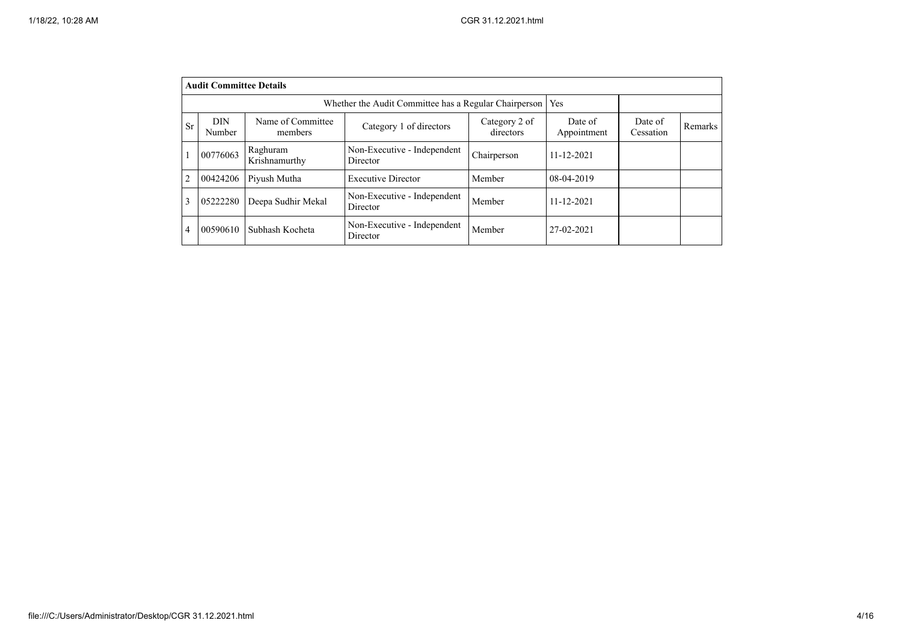| **Audit Committee Details** | | | | | | | |
|---|---|---|---|---|---|---|---|
| Whether the Audit Committee has a Regular Chairperson | | | | | Yes | | |
| Sr | DIN Number | Name of Committee members | Category 1 of directors | Category 2 of directors | Date of Appointment | Date of Cessation | Remarks |
| 1 | 00776063 | Raghuram Krishnamurthy | Non-Executive - Independent Director | Chairperson | 11-12-2021 | | |
| 2 | 00424206 | Piyush Mutha | Executive Director | Member | 08-04-2019 | | |
| 3 | 05222280 | Deepa Sudhir Mekal | Non-Executive - Independent Director | Member | 11-12-2021 | | |
| 4 | 00590610 | Subhash Kocheta | Non-Executive - Independent Director | Member | 27-02-2021 | | |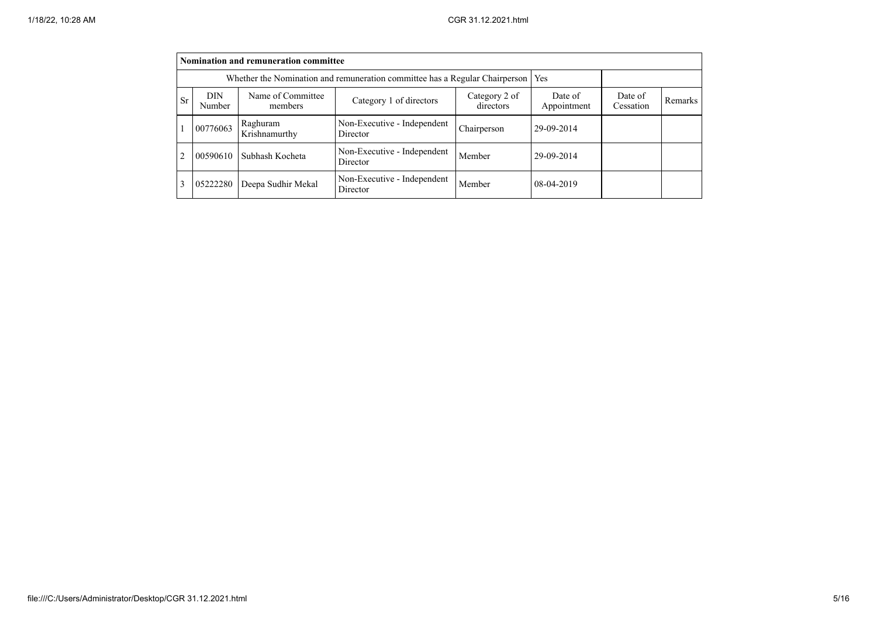| Nomination and remuneration committee | | | | | | | |
|---|---|---|---|---|---|---|---|
| Whether the Nomination and remuneration committee has a Regular Chairperson | | | | | Yes | | |
| Sr | DIN Number | Name of Committee members | Category 1 of directors | Category 2 of directors | Date of Appointment | Date of Cessation | Remarks |
| 1 | 00776063 | Raghuram Krishnamurthy | Non-Executive - Independent Director | Chairperson | 29-09-2014 | | |
| 2 | 00590610 | Subhash Kocheta | Non-Executive - Independent Director | Member | 29-09-2014 | | |
| 3 | 05222280 | Deepa Sudhir Mekal | Non-Executive - Independent Director | Member | 08-04-2019 | | |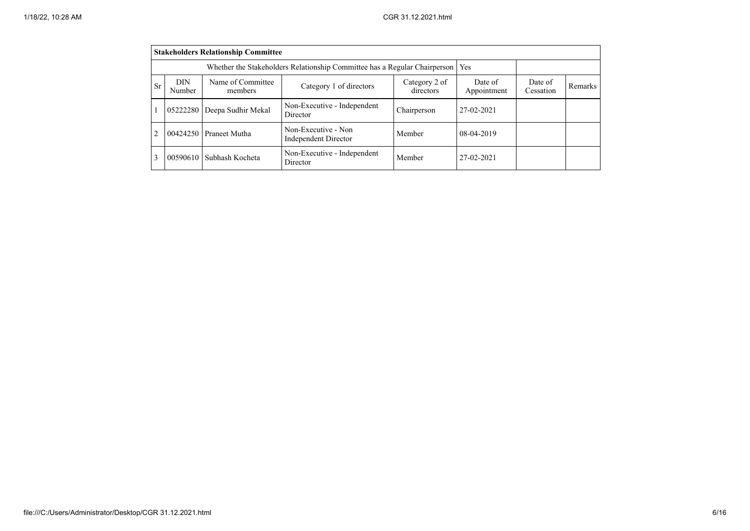| **Stakeholders Relationship Committee** | | | | | | | |
|---|---|---|---|---|---|---|---|
| Whether the Stakeholders Relationship Committee has a Regular Chairperson | | | | | Yes | | |
| Sr | DIN Number | Name of Committee members | Category 1 of directors | Category 2 of directors | Date of Appointment | Date of Cessation | Remarks |
| 1 | 05222280 | Deepa Sudhir Mekal | Non-Executive - Independent Director | Chairperson | 27-02-2021 | | |
| 2 | 00424250 | Praneet Mutha | Non-Executive - Non Independent Director | Member | 08-04-2019 | | |
| 3 | 00590610 | Subhash Kocheta | Non-Executive - Independent Director | Member | 27-02-2021 | | |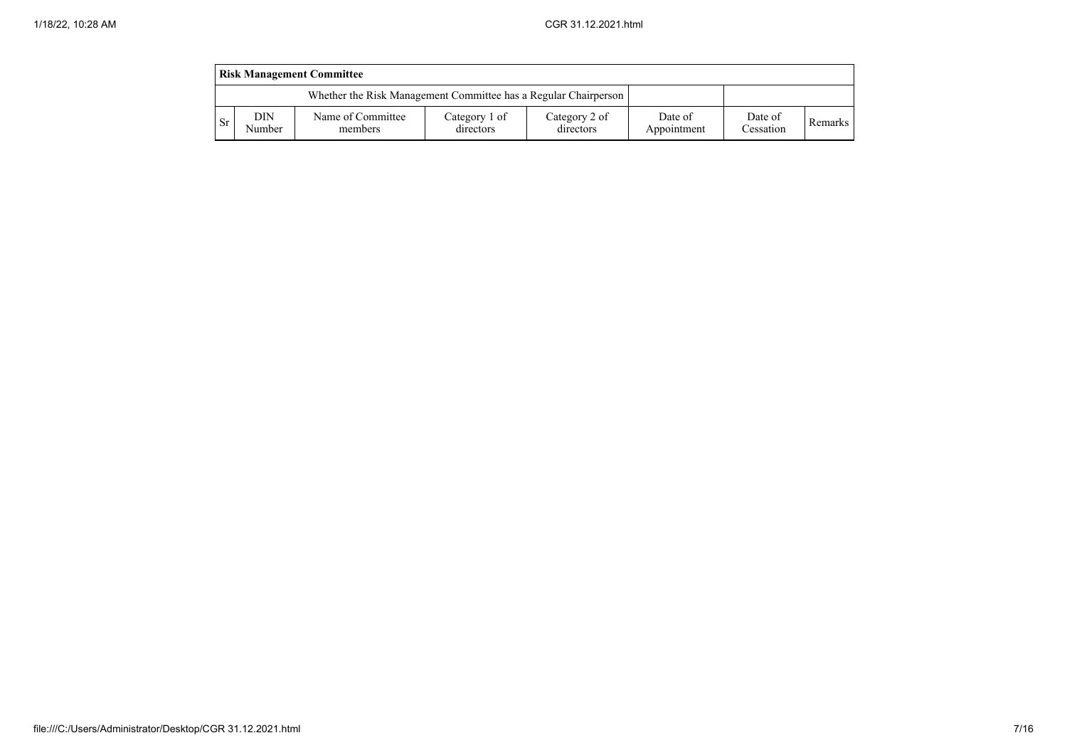| Risk Management Committee | | | | | | | |
|---|---|---|---|---|---|---|---|
| Whether the Risk Management Committee has a Regular Chairperson | | | | | | | |
| Sr | DIN Number | Name of Committee members | Category 1 of directors | Category 2 of directors | Date of Appointment | Date of Cessation | Remarks |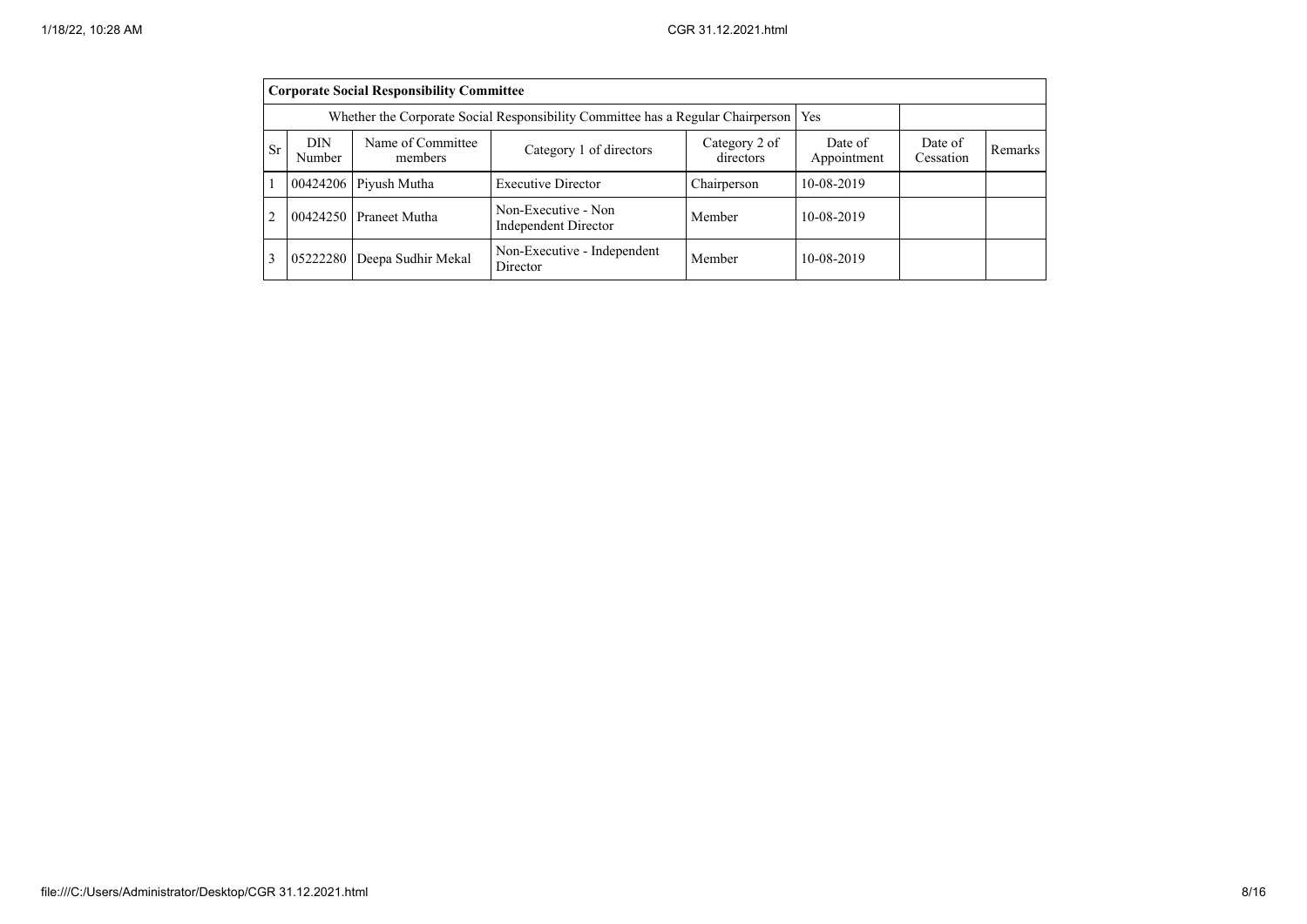| Corporate Social Responsibility Committee | | | | | | | |
|---|---|---|---|---|---|---|---|
| Whether the Corporate Social Responsibility Committee has a Regular Chairperson | | | | | Yes | | |
| Sr | DIN Number | Name of Committee members | Category 1 of directors | Category 2 of directors | Date of Appointment | Date of Cessation | Remarks |
| 1 | 00424206 | Piyush Mutha | Executive Director | Chairperson | 10-08-2019 | | |
| 2 | 00424250 | Praneet Mutha | Non-Executive - Non Independent Director | Member | 10-08-2019 | | |
| 3 | 05222280 | Deepa Sudhir Mekal | Non-Executive - Independent Director | Member | 10-08-2019 | | |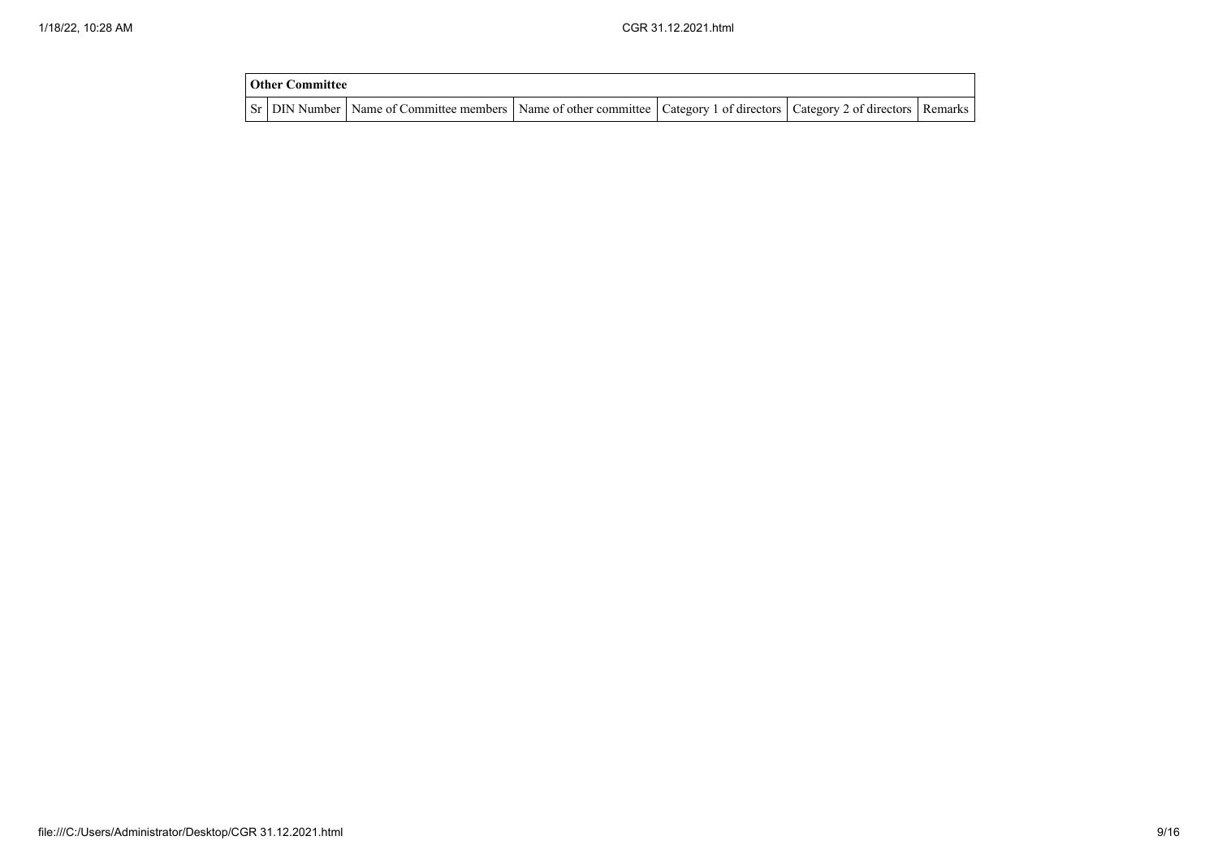| Other Committee | | | | | | |
|---|---|---|---|---|---|---|
| Sr | DIN Number | Name of Committee members | Name of other committee | Category 1 of directors | Category 2 of directors | Remarks |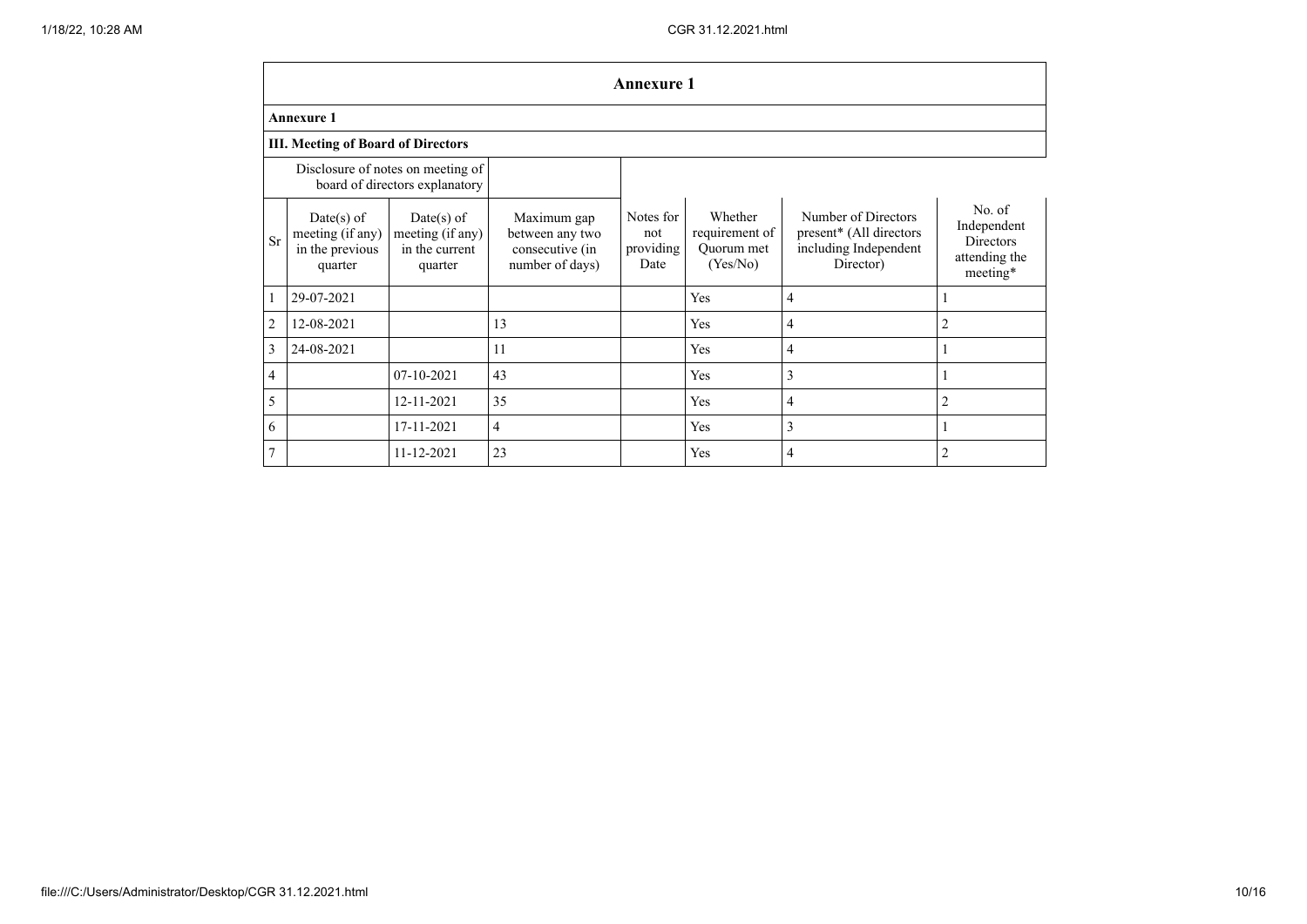## Annexure 1

**Annexure 1**

**III. Meeting of Board of Directors**

| Disclosure of notes on meeting of board of directors explanatory | | | | | | | |
|---|---|---|---|---|---|---|---|
| Sr | Date(s) of meeting (if any) in the previous quarter | Date(s) of meeting (if any) in the current quarter | Maximum gap between any two consecutive (in number of days) | Notes for not providing Date | Whether requirement of Quorum met (Yes/No) | Number of Directors present* (All directors including Independent Director) | No. of Independent Directors attending the meeting* |
| 1 | 29-07-2021 | | | | Yes | 4 | 1 |
| 2 | 12-08-2021 | | 13 | | Yes | 4 | 2 |
| 3 | 24-08-2021 | | 11 | | Yes | 4 | 1 |
| 4 | | 07-10-2021 | 43 | | Yes | 3 | 1 |
| 5 | | 12-11-2021 | 35 | | Yes | 4 | 2 |
| 6 | | 17-11-2021 | 4 | | Yes | 3 | 1 |
| 7 | | 11-12-2021 | 23 | | Yes | 4 | 2 |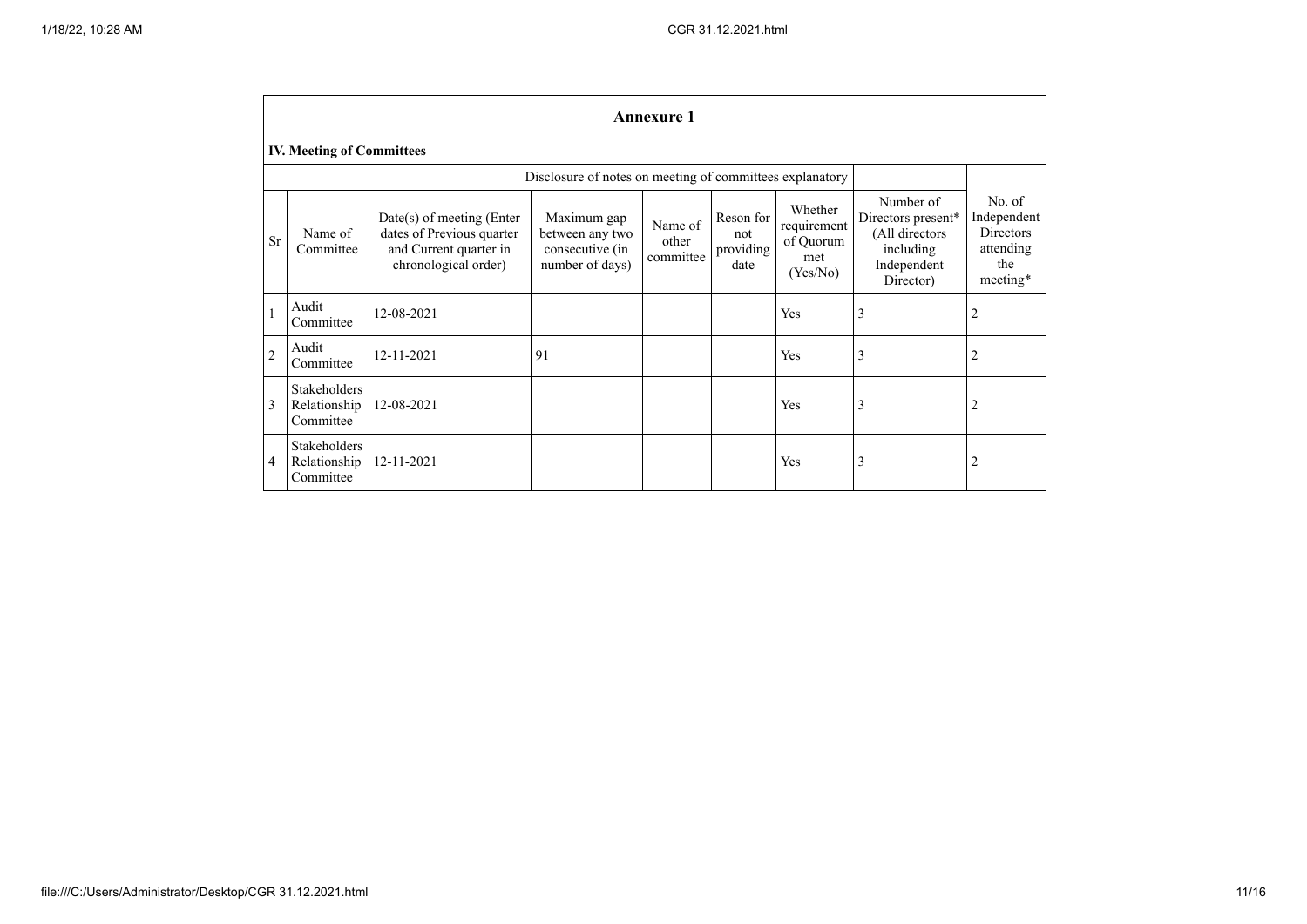## Annexure 1

### IV. Meeting of Committees

Disclosure of notes on meeting of committees explanatory

| Sr | Name of Committee | Date(s) of meeting (Enter dates of Previous quarter and Current quarter in chronological order) | Maximum gap between any two consecutive (in number of days) | Name of other committee | Reson for not providing date | Whether requirement of Quorum met (Yes/No) | Number of Directors present* (All directors including Independent Director) | No. of Independent Directors attending the meeting* |
|---|---|---|---|---|---|---|---|---|
| 1 | Audit Committee | 12-08-2021 | | | | Yes | 3 | 2 |
| 2 | Audit Committee | 12-11-2021 | 91 | | | Yes | 3 | 2 |
| 3 | Stakeholders Relationship Committee | 12-08-2021 | | | | Yes | 3 | 2 |
| 4 | Stakeholders Relationship Committee | 12-11-2021 | | | | Yes | 3 | 2 |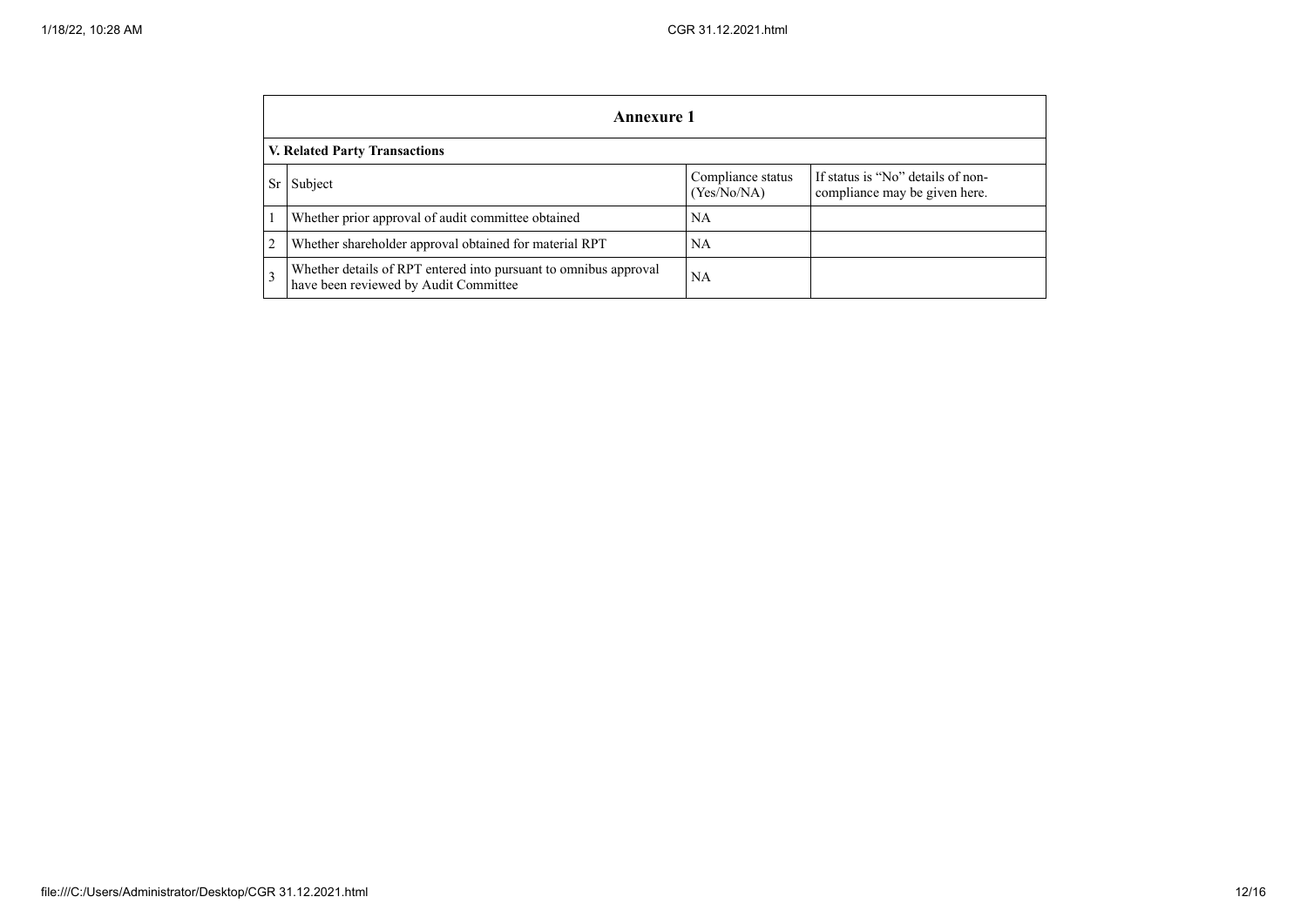## Annexure 1

### V. Related Party Transactions

| Sr | Subject | Compliance status (Yes/No/NA) | If status is "No" details of non-compliance may be given here. |
|---|---|---|---|
| 1 | Whether prior approval of audit committee obtained | NA | |
| 2 | Whether shareholder approval obtained for material RPT | NA | |
| 3 | Whether details of RPT entered into pursuant to omnibus approval have been reviewed by Audit Committee | NA | |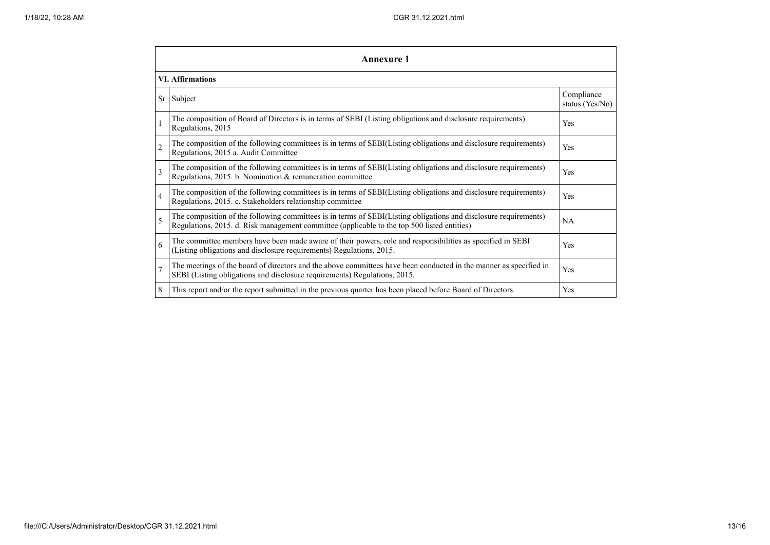## Annexure 1

### VI. Affirmations

| Sr | Subject | Compliance status (Yes/No) |
|---|---|---|
| 1 | The composition of Board of Directors is in terms of SEBI (Listing obligations and disclosure requirements) Regulations, 2015 | Yes |
| 2 | The composition of the following committees is in terms of SEBI(Listing obligations and disclosure requirements) Regulations, 2015 a. Audit Committee | Yes |
| 3 | The composition of the following committees is in terms of SEBI(Listing obligations and disclosure requirements) Regulations, 2015. b. Nomination & remuneration committee | Yes |
| 4 | The composition of the following committees is in terms of SEBI(Listing obligations and disclosure requirements) Regulations, 2015. c. Stakeholders relationship committee | Yes |
| 5 | The composition of the following committees is in terms of SEBI(Listing obligations and disclosure requirements) Regulations, 2015. d. Risk management committee (applicable to the top 500 listed entities) | NA |
| 6 | The committee members have been made aware of their powers, role and responsibilities as specified in SEBI (Listing obligations and disclosure requirements) Regulations, 2015. | Yes |
| 7 | The meetings of the board of directors and the above committees have been conducted in the manner as specified in SEBI (Listing obligations and disclosure requirements) Regulations, 2015. | Yes |
| 8 | This report and/or the report submitted in the previous quarter has been placed before Board of Directors. | Yes |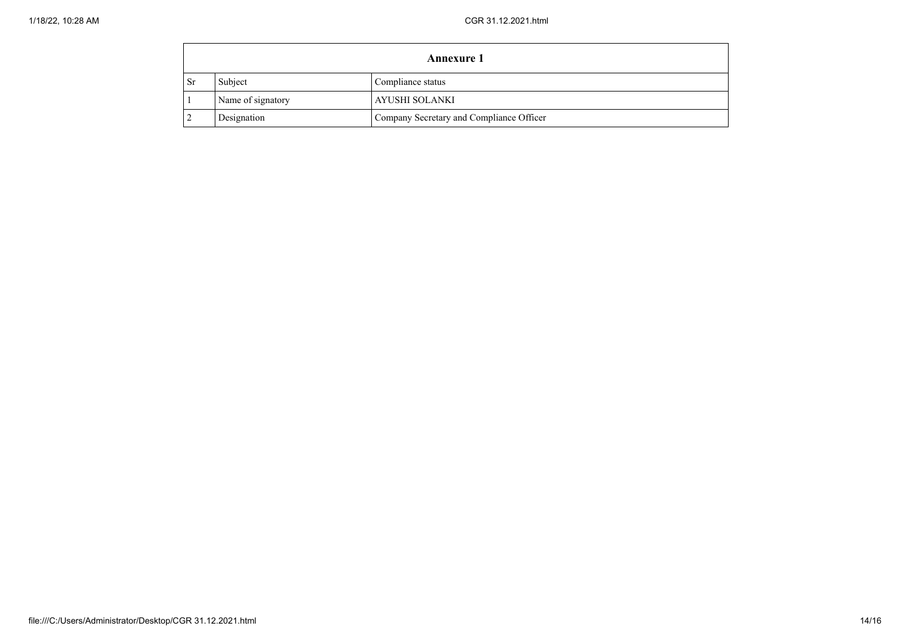| Annexure 1 | | |
| --- | --- | --- |
| Sr | Subject | Compliance status |
| 1 | Name of signatory | AYUSHI SOLANKI |
| 2 | Designation | Company Secretary and Compliance Officer |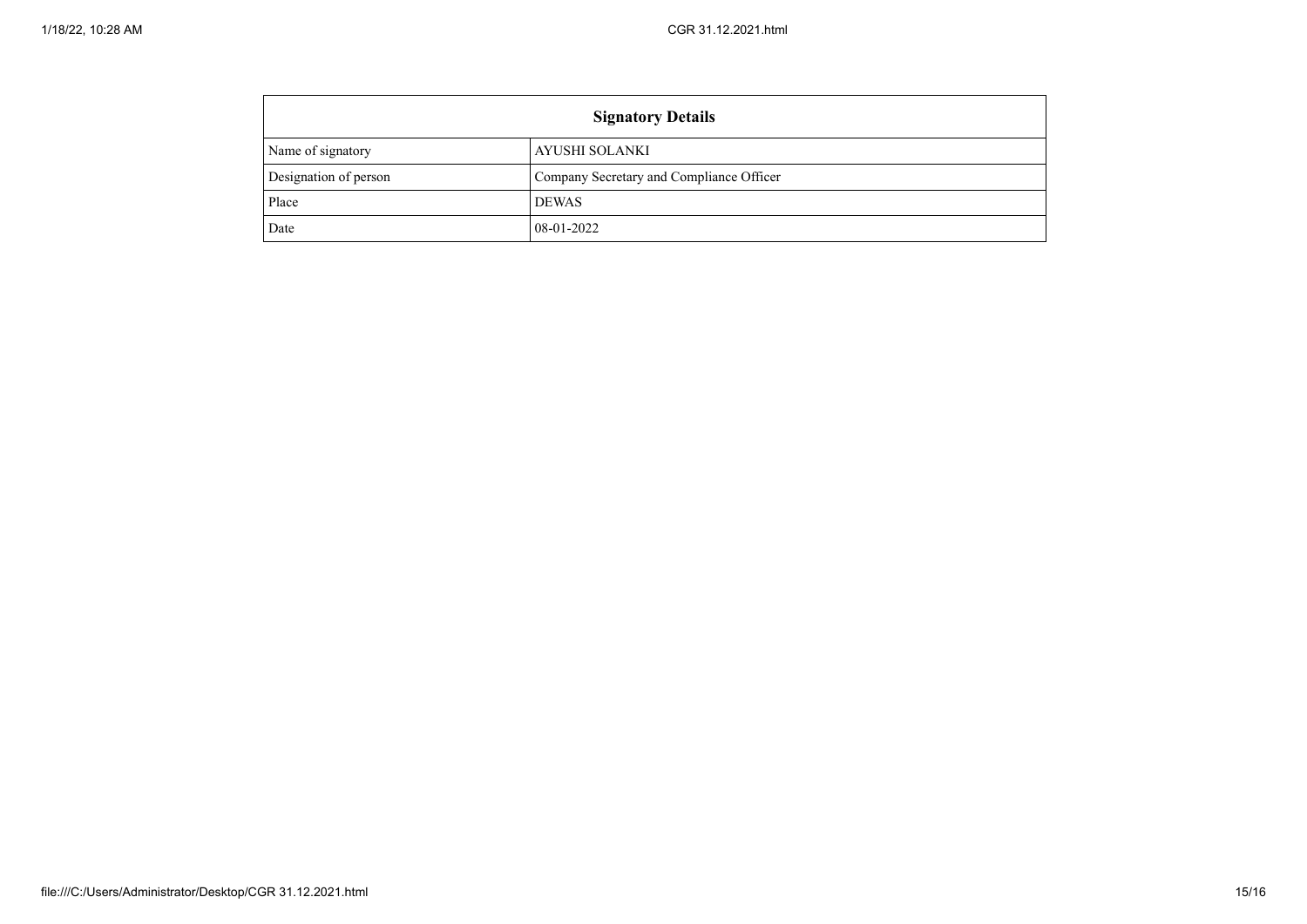| Signatory Details | |
|---|---|
| Name of signatory | AYUSHI SOLANKI |
| Designation of person | Company Secretary and Compliance Officer |
| Place | DEWAS |
| Date | 08-01-2022 |